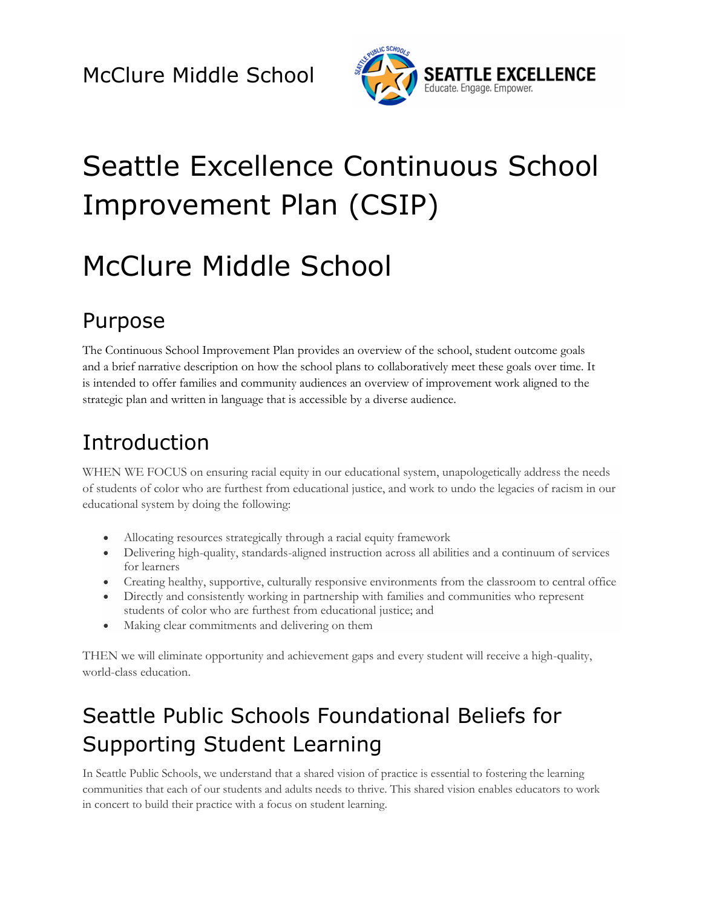McClure Middle School

# Seattle Excellence Continuous School Improvement Plan (CSIP)

# McClure Middle School

## Purpose

The Continuous School Improvement Plan provides an overview of the school, student outcome goals and a brief narrative description on how the school plans to collaboratively meet these goals over time. It is intended to offer families and community audiences an overview of improvement work aligned to the strategic plan and written in language that is accessible by a diverse audience.

## Introduction

WHEN WE FOCUS on ensuring racial equity in our educational system, unapologetically address the needs of students of color who are furthest from educational justice, and work to undo the legacies of racism in our educational system by doing the following:

- Allocating resources strategically through a racial equity framework
- Delivering high-quality, standards-aligned instruction across all abilities and a continuum of services for learners
- Creating healthy, supportive, culturally responsive environments from the classroom to central office
- Directly and consistently working in partnership with families and communities who represent students of color who are furthest from educational justice; and
- Making clear commitments and delivering on them

THEN we will eliminate opportunity and achievement gaps and every student will receive a high-quality, world-class education.

## Seattle Public Schools Foundational Beliefs for Supporting Student Learning

In Seattle Public Schools, we understand that a shared vision of practice is essential to fostering the learning communities that each of our students and adults needs to thrive. This shared vision enables educators to work in concert to build their practice with a focus on student learning.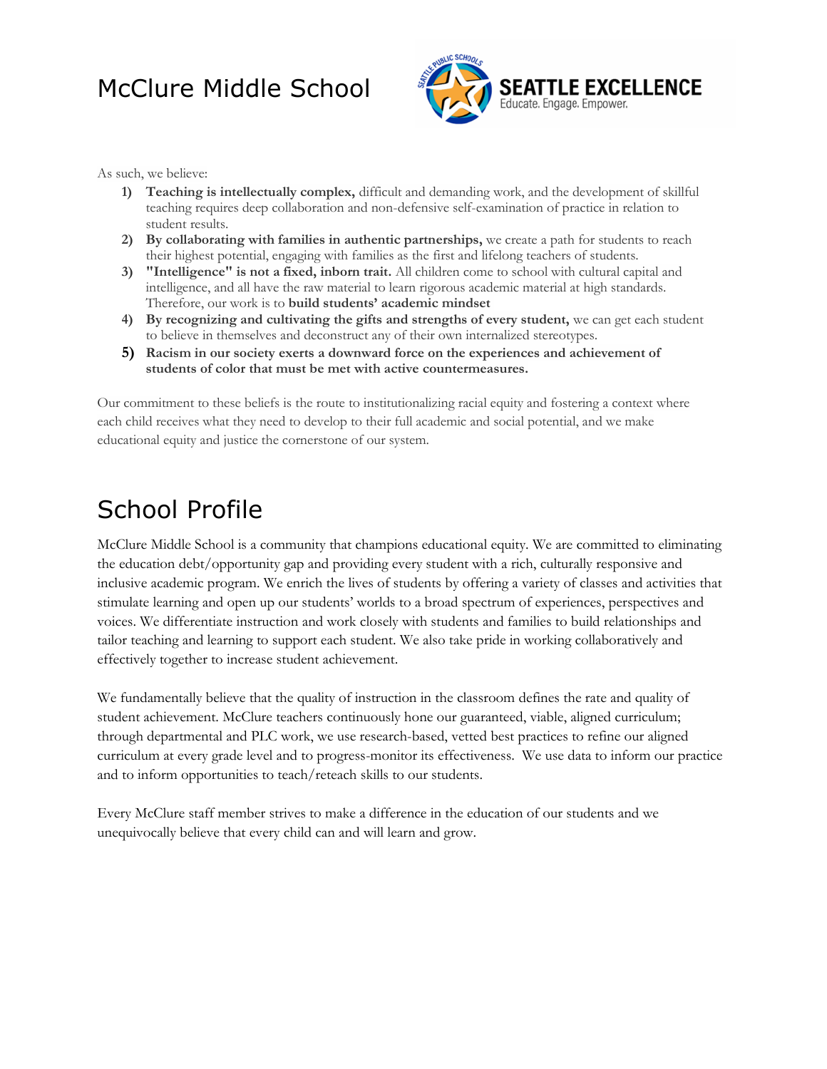As such, we believe:

1) **Teaching is intellectually complex,** difficult and demanding work, and the development of skillful teaching requires deep collaboration and non-defensive self-examination of practice in relation to student results.
2) **By collaborating with families in authentic partnerships,** we create a path for students to reach their highest potential, engaging with families as the first and lifelong teachers of students.
3) **"Intelligence" is not a fixed, inborn trait.** All children come to school with cultural capital and intelligence, and all have the raw material to learn rigorous academic material at high standards. Therefore, our work is to **build students' academic mindset**
4) **By recognizing and cultivating the gifts and strengths of every student,** we can get each student to believe in themselves and deconstruct any of their own internalized stereotypes.
5) **Racism in our society exerts a downward force on the experiences and achievement of students of color that must be met with active countermeasures.**

Our commitment to these beliefs is the route to institutionalizing racial equity and fostering a context where each child receives what they need to develop to their full academic and social potential, and we make educational equity and justice the cornerstone of our system.

# School Profile

McClure Middle School is a community that champions educational equity. We are committed to eliminating the education debt/opportunity gap and providing every student with a rich, culturally responsive and inclusive academic program. We enrich the lives of students by offering a variety of classes and activities that stimulate learning and open up our students' worlds to a broad spectrum of experiences, perspectives and voices. We differentiate instruction and work closely with students and families to build relationships and tailor teaching and learning to support each student. We also take pride in working collaboratively and effectively together to increase student achievement.

We fundamentally believe that the quality of instruction in the classroom defines the rate and quality of student achievement. McClure teachers continuously hone our guaranteed, viable, aligned curriculum; through departmental and PLC work, we use research-based, vetted best practices to refine our aligned curriculum at every grade level and to progress-monitor its effectiveness. We use data to inform our practice and to inform opportunities to teach/reteach skills to our students.

Every McClure staff member strives to make a difference in the education of our students and we unequivocally believe that every child can and will learn and grow.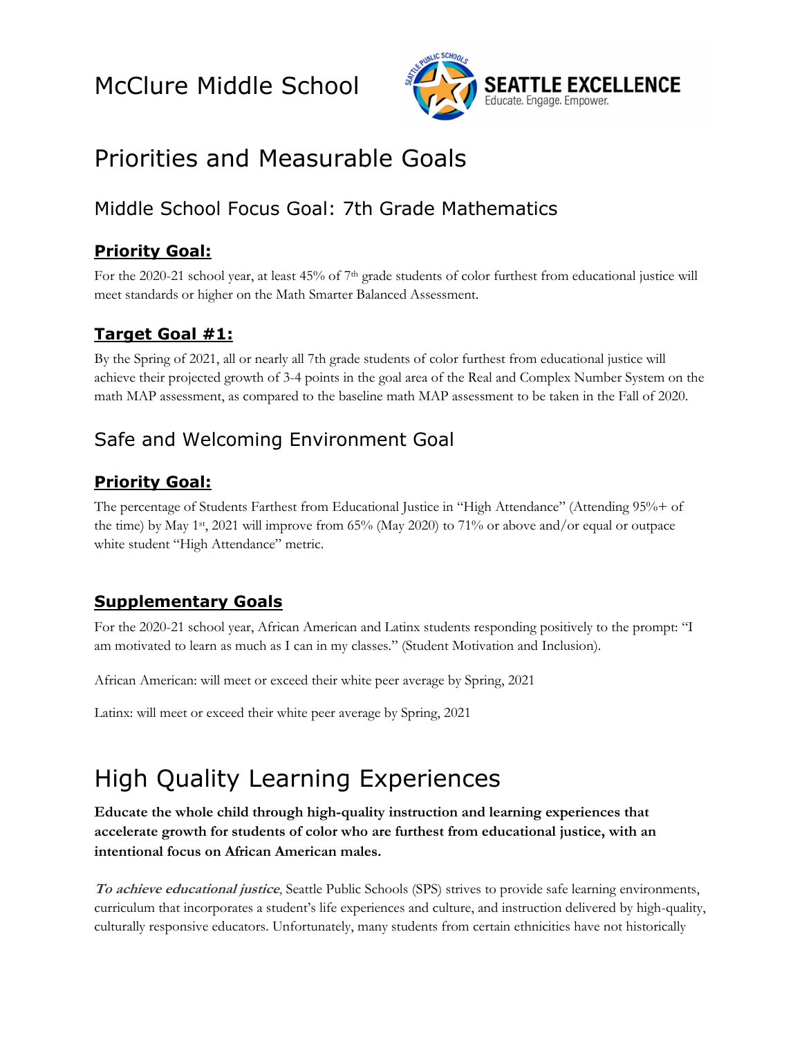# McClure Middle School

## Priorities and Measurable Goals

### Middle School Focus Goal: 7th Grade Mathematics

#### **Priority Goal:**

For the 2020-21 school year, at least 45% of 7th grade students of color furthest from educational justice will meet standards or higher on the Math Smarter Balanced Assessment.

#### **Target Goal #1:**

By the Spring of 2021, all or nearly all 7th grade students of color furthest from educational justice will achieve their projected growth of 3-4 points in the goal area of the Real and Complex Number System on the math MAP assessment, as compared to the baseline math MAP assessment to be taken in the Fall of 2020.

### Safe and Welcoming Environment Goal

#### **Priority Goal:**

The percentage of Students Farthest from Educational Justice in "High Attendance" (Attending 95%+ of the time) by May 1st, 2021 will improve from 65% (May 2020) to 71% or above and/or equal or outpace white student "High Attendance" metric.

#### **Supplementary Goals**

For the 2020-21 school year, African American and Latinx students responding positively to the prompt: "I am motivated to learn as much as I can in my classes." (Student Motivation and Inclusion).

African American: will meet or exceed their white peer average by Spring, 2021

Latinx: will meet or exceed their white peer average by Spring, 2021

## High Quality Learning Experiences

**Educate the whole child through high-quality instruction and learning experiences that accelerate growth for students of color who are furthest from educational justice, with an intentional focus on African American males.**

***To achieve educational justice***, Seattle Public Schools (SPS) strives to provide safe learning environments, curriculum that incorporates a student's life experiences and culture, and instruction delivered by high-quality, culturally responsive educators. Unfortunately, many students from certain ethnicities have not historically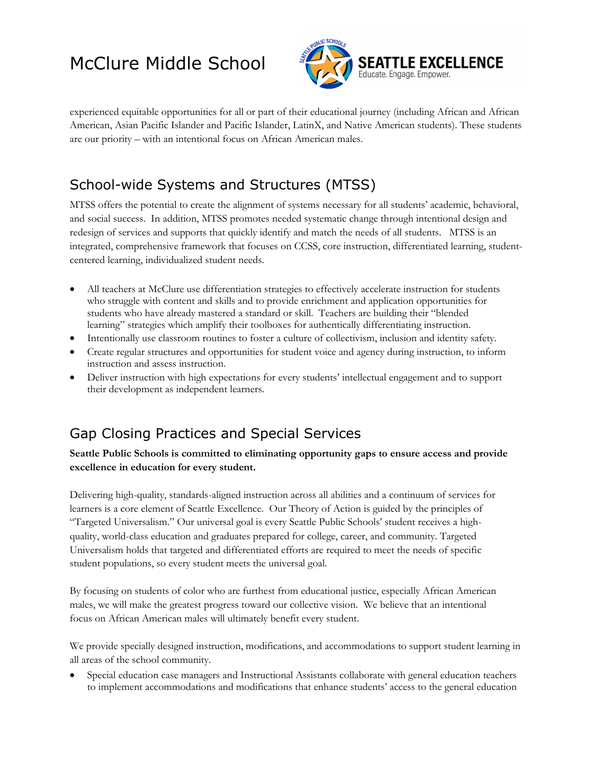experienced equitable opportunities for all or part of their educational journey (including African and African American, Asian Pacific Islander and Pacific Islander, LatinX, and Native American students). These students are our priority – with an intentional focus on African American males.

## School-wide Systems and Structures (MTSS)

MTSS offers the potential to create the alignment of systems necessary for all students' academic, behavioral, and social success. In addition, MTSS promotes needed systematic change through intentional design and redesign of services and supports that quickly identify and match the needs of all students. MTSS is an integrated, comprehensive framework that focuses on CCSS, core instruction, differentiated learning, student-centered learning, individualized student needs.

- All teachers at McClure use differentiation strategies to effectively accelerate instruction for students who struggle with content and skills and to provide enrichment and application opportunities for students who have already mastered a standard or skill. Teachers are building their "blended learning" strategies which amplify their toolboxes for authentically differentiating instruction.
- Intentionally use classroom routines to foster a culture of collectivism, inclusion and identity safety.
- Create regular structures and opportunities for student voice and agency during instruction, to inform instruction and assess instruction.
- Deliver instruction with high expectations for every students' intellectual engagement and to support their development as independent learners.

## Gap Closing Practices and Special Services

**Seattle Public Schools is committed to eliminating opportunity gaps to ensure access and provide excellence in education for every student.**

Delivering high-quality, standards-aligned instruction across all abilities and a continuum of services for learners is a core element of Seattle Excellence. Our Theory of Action is guided by the principles of "Targeted Universalism." Our universal goal is every Seattle Public Schools' student receives a high-quality, world-class education and graduates prepared for college, career, and community. Targeted Universalism holds that targeted and differentiated efforts are required to meet the needs of specific student populations, so every student meets the universal goal.

By focusing on students of color who are furthest from educational justice, especially African American males, we will make the greatest progress toward our collective vision. We believe that an intentional focus on African American males will ultimately benefit every student.

We provide specially designed instruction, modifications, and accommodations to support student learning in all areas of the school community.

- Special education case managers and Instructional Assistants collaborate with general education teachers to implement accommodations and modifications that enhance students' access to the general education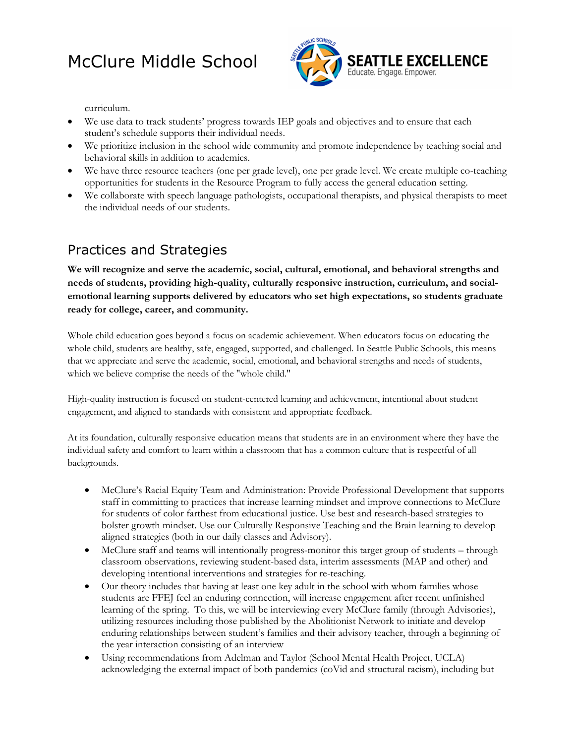curriculum.

- We use data to track students' progress towards IEP goals and objectives and to ensure that each student's schedule supports their individual needs.
- We prioritize inclusion in the school wide community and promote independence by teaching social and behavioral skills in addition to academics.
- We have three resource teachers (one per grade level), one per grade level. We create multiple co-teaching opportunities for students in the Resource Program to fully access the general education setting.
- We collaborate with speech language pathologists, occupational therapists, and physical therapists to meet the individual needs of our students.

## Practices and Strategies

**We will recognize and serve the academic, social, cultural, emotional, and behavioral strengths and needs of students, providing high-quality, culturally responsive instruction, curriculum, and social-emotional learning supports delivered by educators who set high expectations, so students graduate ready for college, career, and community.**

Whole child education goes beyond a focus on academic achievement. When educators focus on educating the whole child, students are healthy, safe, engaged, supported, and challenged. In Seattle Public Schools, this means that we appreciate and serve the academic, social, emotional, and behavioral strengths and needs of students, which we believe comprise the needs of the "whole child."

High-quality instruction is focused on student-centered learning and achievement, intentional about student engagement, and aligned to standards with consistent and appropriate feedback.

At its foundation, culturally responsive education means that students are in an environment where they have the individual safety and comfort to learn within a classroom that has a common culture that is respectful of all backgrounds.

- McClure's Racial Equity Team and Administration: Provide Professional Development that supports staff in committing to practices that increase learning mindset and improve connections to McClure for students of color farthest from educational justice. Use best and research-based strategies to bolster growth mindset. Use our Culturally Responsive Teaching and the Brain learning to develop aligned strategies (both in our daily classes and Advisory).
- McClure staff and teams will intentionally progress-monitor this target group of students – through classroom observations, reviewing student-based data, interim assessments (MAP and other) and developing intentional interventions and strategies for re-teaching.
- Our theory includes that having at least one key adult in the school with whom families whose students are FFEJ feel an enduring connection, will increase engagement after recent unfinished learning of the spring. To this, we will be interviewing every McClure family (through Advisories), utilizing resources including those published by the Abolitionist Network to initiate and develop enduring relationships between student's families and their advisory teacher, through a beginning of the year interaction consisting of an interview
- Using recommendations from Adelman and Taylor (School Mental Health Project, UCLA) acknowledging the external impact of both pandemics (coVid and structural racism), including but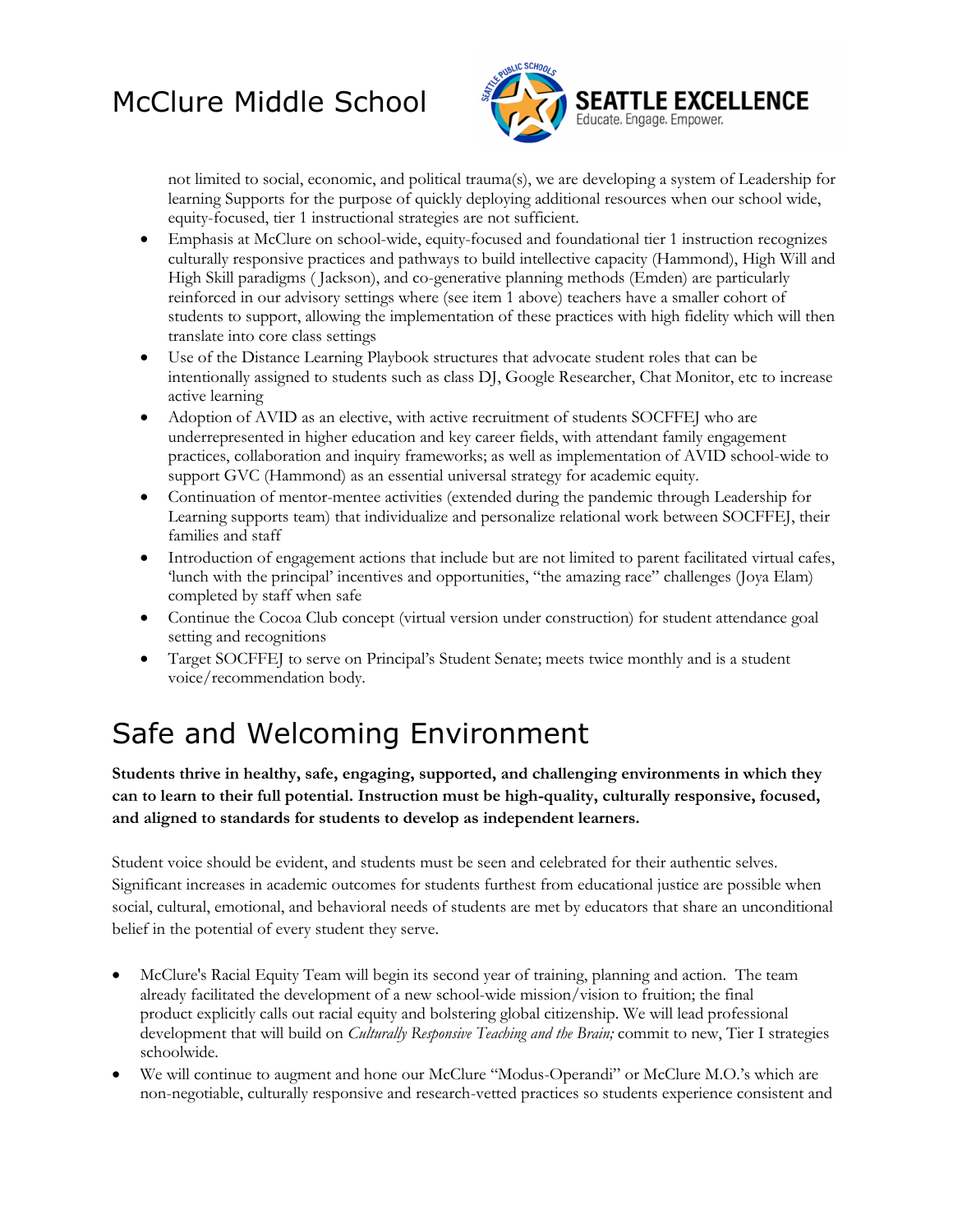not limited to social, economic, and political trauma(s), we are developing a system of Leadership for learning Supports for the purpose of quickly deploying additional resources when our school wide, equity-focused, tier 1 instructional strategies are not sufficient.

- Emphasis at McClure on school-wide, equity-focused and foundational tier 1 instruction recognizes culturally responsive practices and pathways to build intellective capacity (Hammond), High Will and High Skill paradigms ( Jackson), and co-generative planning methods (Emden) are particularly reinforced in our advisory settings where (see item 1 above) teachers have a smaller cohort of students to support, allowing the implementation of these practices with high fidelity which will then translate into core class settings
- Use of the Distance Learning Playbook structures that advocate student roles that can be intentionally assigned to students such as class DJ, Google Researcher, Chat Monitor, etc to increase active learning
- Adoption of AVID as an elective, with active recruitment of students SOCFFEJ who are underrepresented in higher education and key career fields, with attendant family engagement practices, collaboration and inquiry frameworks; as well as implementation of AVID school-wide to support GVC (Hammond) as an essential universal strategy for academic equity.
- Continuation of mentor-mentee activities (extended during the pandemic through Leadership for Learning supports team) that individualize and personalize relational work between SOCFFEJ, their families and staff
- Introduction of engagement actions that include but are not limited to parent facilitated virtual cafes, 'lunch with the principal' incentives and opportunities, "the amazing race" challenges (Joya Elam) completed by staff when safe
- Continue the Cocoa Club concept (virtual version under construction) for student attendance goal setting and recognitions
- Target SOCFFEJ to serve on Principal's Student Senate; meets twice monthly and is a student voice/recommendation body.

# Safe and Welcoming Environment

**Students thrive in healthy, safe, engaging, supported, and challenging environments in which they can to learn to their full potential. Instruction must be high-quality, culturally responsive, focused, and aligned to standards for students to develop as independent learners.**

Student voice should be evident, and students must be seen and celebrated for their authentic selves. Significant increases in academic outcomes for students furthest from educational justice are possible when social, cultural, emotional, and behavioral needs of students are met by educators that share an unconditional belief in the potential of every student they serve.

- McClure's Racial Equity Team will begin its second year of training, planning and action. The team already facilitated the development of a new school-wide mission/vision to fruition; the final product explicitly calls out racial equity and bolstering global citizenship. We will lead professional development that will build on *Culturally Responsive Teaching and the Brain;* commit to new, Tier I strategies schoolwide.
- We will continue to augment and hone our McClure "Modus-Operandi" or McClure M.O.'s which are non-negotiable, culturally responsive and research-vetted practices so students experience consistent and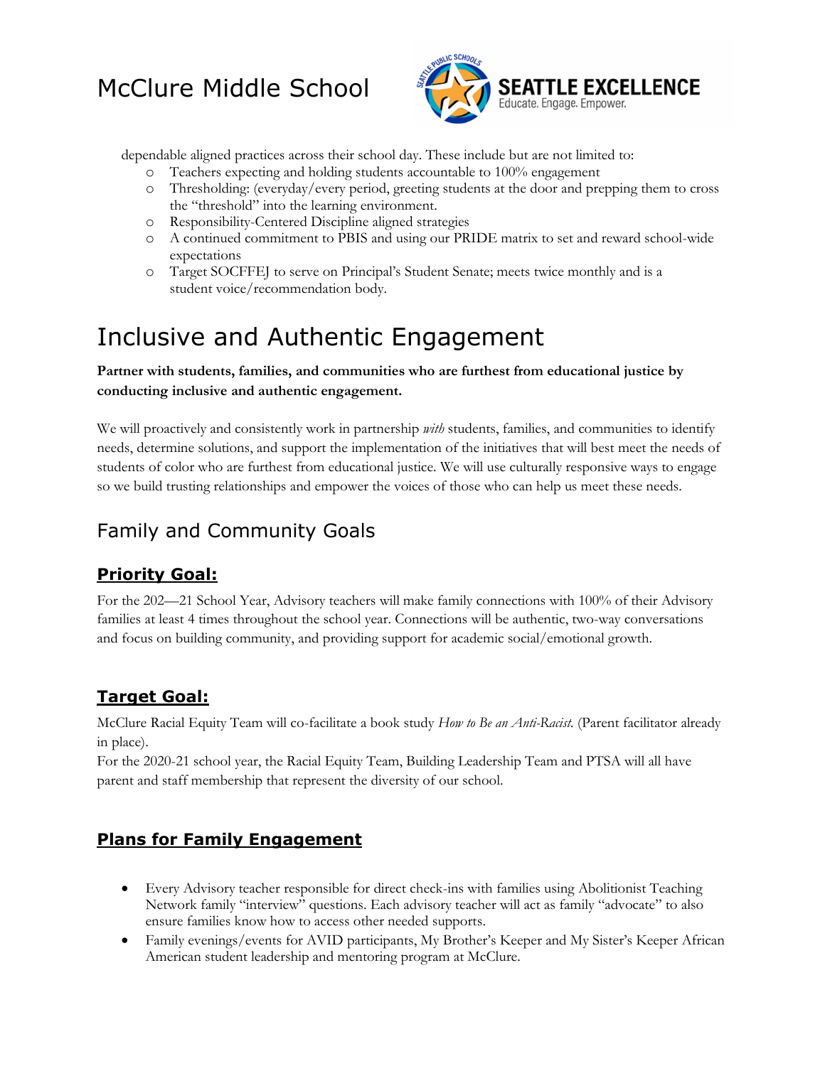dependable aligned practices across their school day. These include but are not limited to:

- Teachers expecting and holding students accountable to 100% engagement
- Thresholding: (everyday/every period, greeting students at the door and prepping them to cross the "threshold" into the learning environment.
- Responsibility-Centered Discipline aligned strategies
- A continued commitment to PBIS and using our PRIDE matrix to set and reward school-wide expectations
- Target SOCFFEJ to serve on Principal's Student Senate; meets twice monthly and is a student voice/recommendation body.

# Inclusive and Authentic Engagement

**Partner with students, families, and communities who are furthest from educational justice by conducting inclusive and authentic engagement.**

We will proactively and consistently work in partnership *with* students, families, and communities to identify needs, determine solutions, and support the implementation of the initiatives that will best meet the needs of students of color who are furthest from educational justice. We will use culturally responsive ways to engage so we build trusting relationships and empower the voices of those who can help us meet these needs.

## Family and Community Goals

### Priority Goal:

For the 202—21 School Year, Advisory teachers will make family connections with 100% of their Advisory families at least 4 times throughout the school year. Connections will be authentic, two-way conversations and focus on building community, and providing support for academic social/emotional growth.

### Target Goal:

McClure Racial Equity Team will co-facilitate a book study *How to Be an Anti-Racist.* (Parent facilitator already in place).

For the 2020-21 school year, the Racial Equity Team, Building Leadership Team and PTSA will all have parent and staff membership that represent the diversity of our school.

### Plans for Family Engagement

- Every Advisory teacher responsible for direct check-ins with families using Abolitionist Teaching Network family "interview" questions. Each advisory teacher will act as family "advocate" to also ensure families know how to access other needed supports.
- Family evenings/events for AVID participants, My Brother's Keeper and My Sister's Keeper African American student leadership and mentoring program at McClure.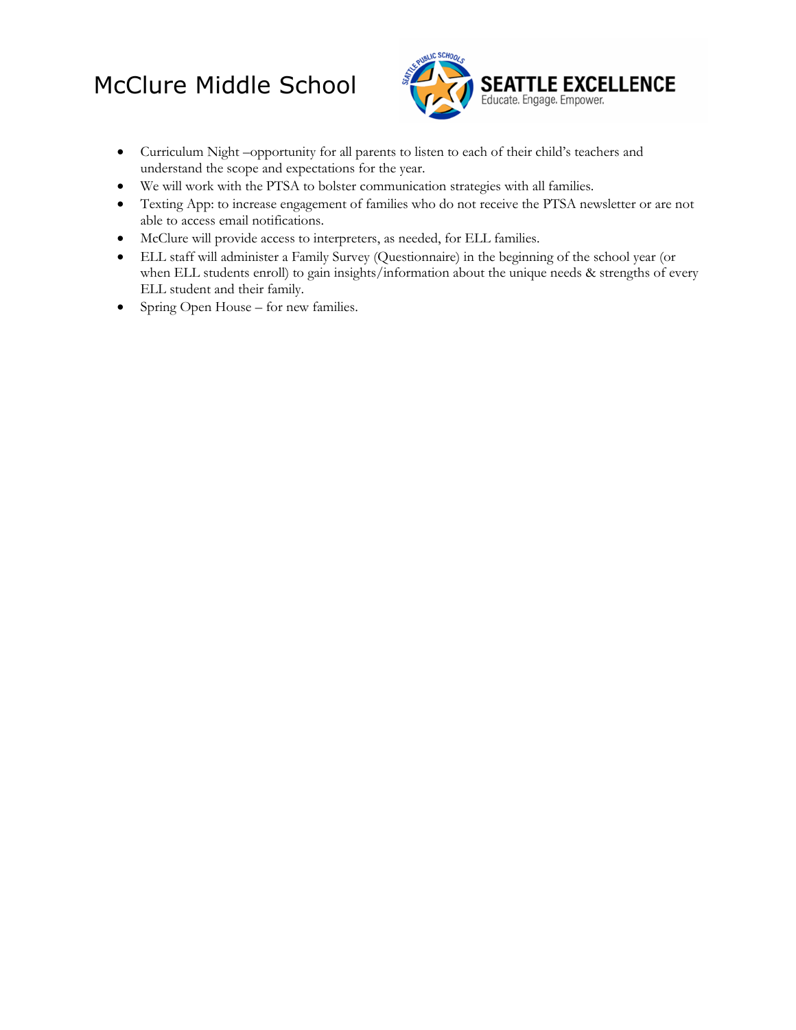- Curriculum Night –opportunity for all parents to listen to each of their child's teachers and understand the scope and expectations for the year.
- We will work with the PTSA to bolster communication strategies with all families.
- Texting App: to increase engagement of families who do not receive the PTSA newsletter or are not able to access email notifications.
- McClure will provide access to interpreters, as needed, for ELL families.
- ELL staff will administer a Family Survey (Questionnaire) in the beginning of the school year (or when ELL students enroll) to gain insights/information about the unique needs & strengths of every ELL student and their family.
- Spring Open House – for new families.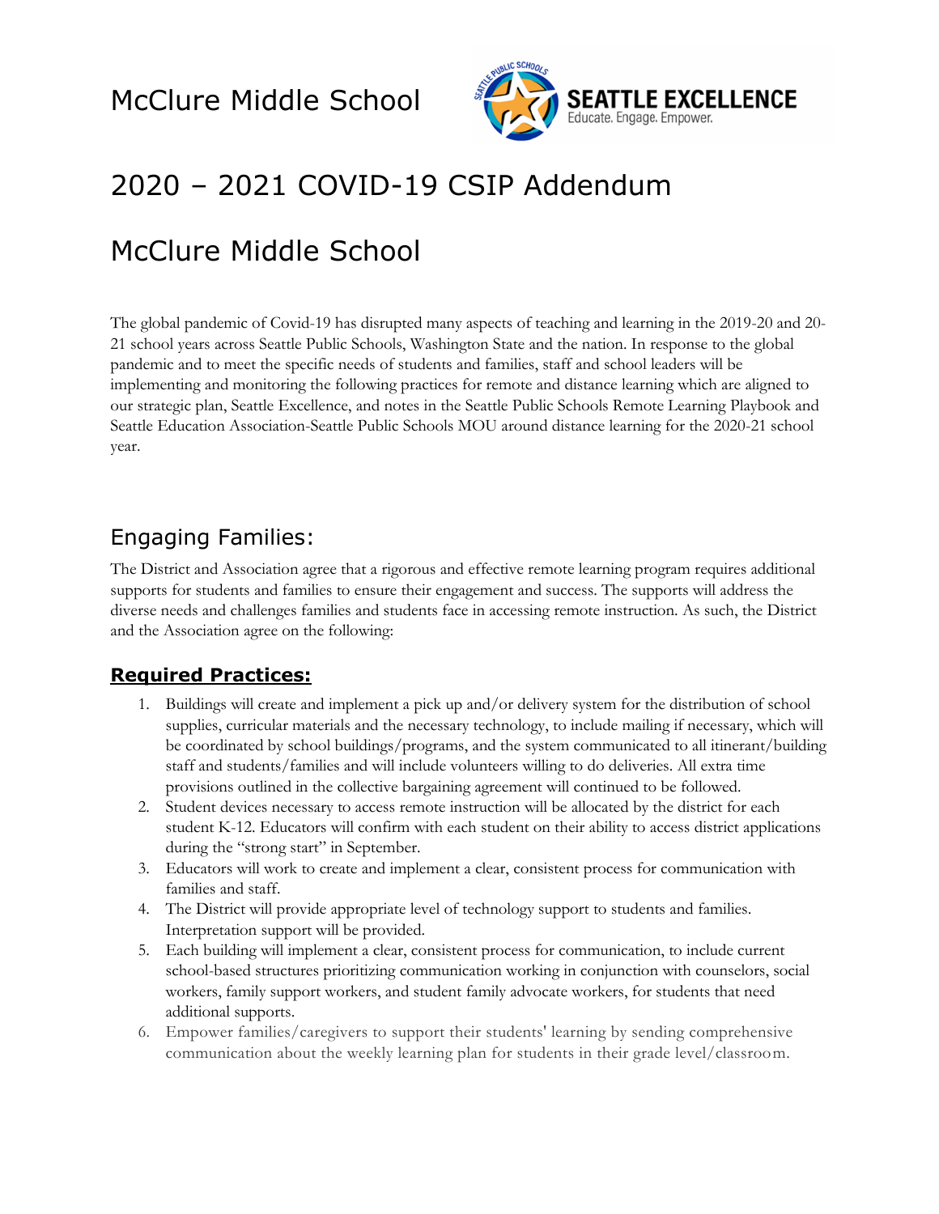McClure Middle School

# 2020 – 2021 COVID-19 CSIP Addendum

# McClure Middle School

The global pandemic of Covid-19 has disrupted many aspects of teaching and learning in the 2019-20 and 20-21 school years across Seattle Public Schools, Washington State and the nation. In response to the global pandemic and to meet the specific needs of students and families, staff and school leaders will be implementing and monitoring the following practices for remote and distance learning which are aligned to our strategic plan, Seattle Excellence, and notes in the Seattle Public Schools Remote Learning Playbook and Seattle Education Association-Seattle Public Schools MOU around distance learning for the 2020-21 school year.

## Engaging Families:

The District and Association agree that a rigorous and effective remote learning program requires additional supports for students and families to ensure their engagement and success. The supports will address the diverse needs and challenges families and students face in accessing remote instruction. As such, the District and the Association agree on the following:

### **Required Practices:**

1. Buildings will create and implement a pick up and/or delivery system for the distribution of school supplies, curricular materials and the necessary technology, to include mailing if necessary, which will be coordinated by school buildings/programs, and the system communicated to all itinerant/building staff and students/families and will include volunteers willing to do deliveries. All extra time provisions outlined in the collective bargaining agreement will continued to be followed.
2. Student devices necessary to access remote instruction will be allocated by the district for each student K-12. Educators will confirm with each student on their ability to access district applications during the "strong start" in September.
3. Educators will work to create and implement a clear, consistent process for communication with families and staff.
4. The District will provide appropriate level of technology support to students and families. Interpretation support will be provided.
5. Each building will implement a clear, consistent process for communication, to include current school-based structures prioritizing communication working in conjunction with counselors, social workers, family support workers, and student family advocate workers, for students that need additional supports.
6. Empower families/caregivers to support their students' learning by sending comprehensive communication about the weekly learning plan for students in their grade level/classroom.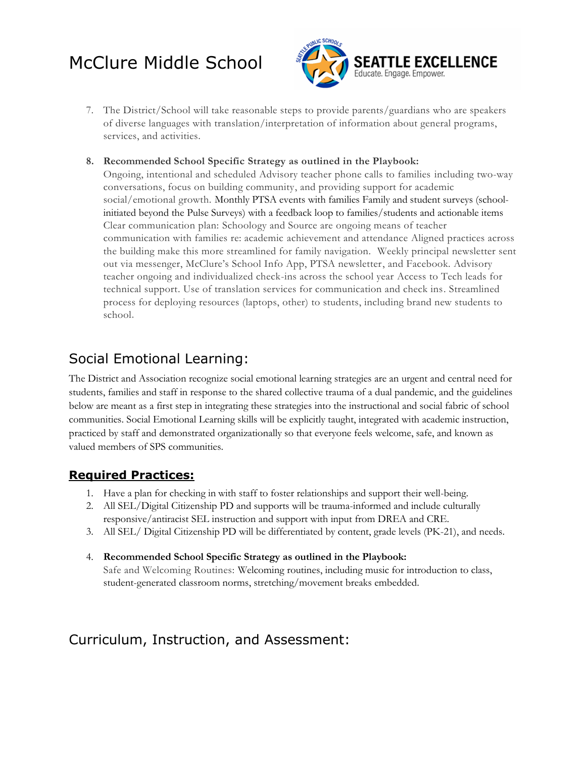7. The District/School will take reasonable steps to provide parents/guardians who are speakers of diverse languages with translation/interpretation of information about general programs, services, and activities.

8. **Recommended School Specific Strategy as outlined in the Playbook:**
   Ongoing, intentional and scheduled Advisory teacher phone calls to families including two-way conversations, focus on building community, and providing support for academic social/emotional growth. Monthly PTSA events with families Family and student surveys (school-initiated beyond the Pulse Surveys) with a feedback loop to families/students and actionable items Clear communication plan: Schoology and Source are ongoing means of teacher communication with families re: academic achievement and attendance Aligned practices across the building make this more streamlined for family navigation. Weekly principal newsletter sent out via messenger, McClure's School Info App, PTSA newsletter, and Facebook. Advisory teacher ongoing and individualized check-ins across the school year Access to Tech leads for technical support. Use of translation services for communication and check ins. Streamlined process for deploying resources (laptops, other) to students, including brand new students to school.

## Social Emotional Learning:

The District and Association recognize social emotional learning strategies are an urgent and central need for students, families and staff in response to the shared collective trauma of a dual pandemic, and the guidelines below are meant as a first step in integrating these strategies into the instructional and social fabric of school communities. Social Emotional Learning skills will be explicitly taught, integrated with academic instruction, practiced by staff and demonstrated organizationally so that everyone feels welcome, safe, and known as valued members of SPS communities.

### Required Practices:

1. Have a plan for checking in with staff to foster relationships and support their well-being.
2. All SEL/Digital Citizenship PD and supports will be trauma-informed and include culturally responsive/antiracist SEL instruction and support with input from DREA and CRE.
3. All SEL/ Digital Citizenship PD will be differentiated by content, grade levels (PK-21), and needs.

4. **Recommended School Specific Strategy as outlined in the Playbook:**
   Safe and Welcoming Routines: Welcoming routines, including music for introduction to class, student-generated classroom norms, stretching/movement breaks embedded.

## Curriculum, Instruction, and Assessment: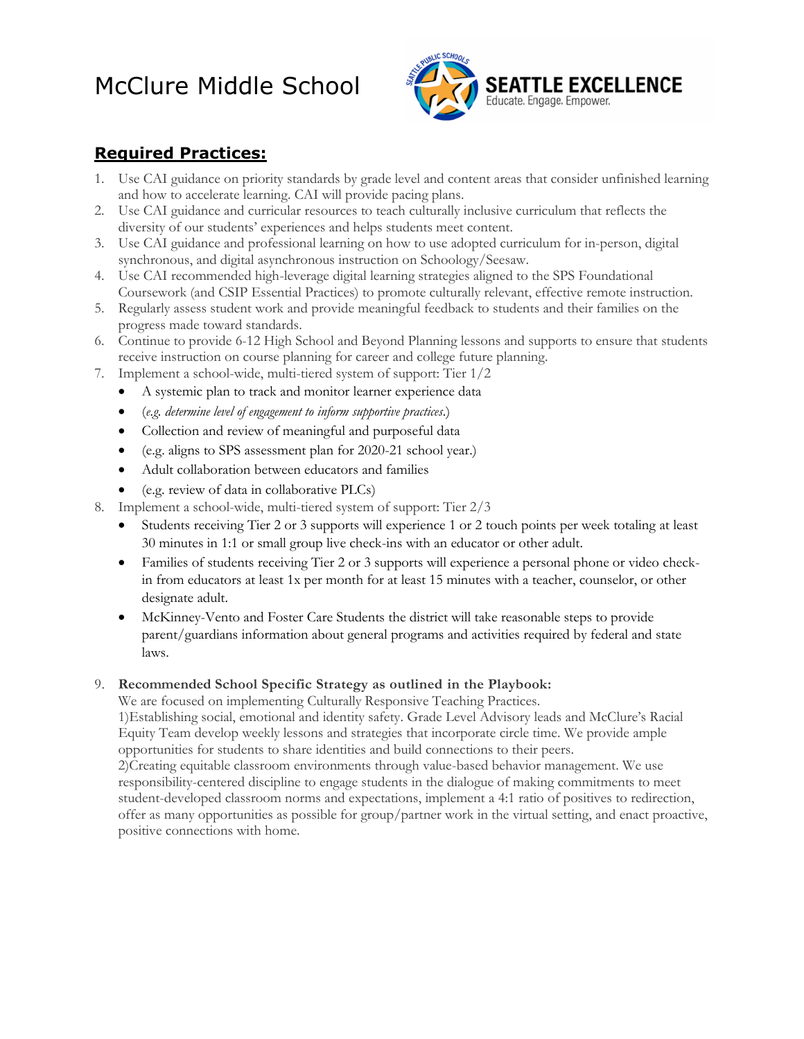# McClure Middle School

SEATTLE EXCELLENCE
Educate. Engage. Empower.

## **Required Practices:**

1. Use CAI guidance on priority standards by grade level and content areas that consider unfinished learning and how to accelerate learning. CAI will provide pacing plans.
2. Use CAI guidance and curricular resources to teach culturally inclusive curriculum that reflects the diversity of our students' experiences and helps students meet content.
3. Use CAI guidance and professional learning on how to use adopted curriculum for in-person, digital synchronous, and digital asynchronous instruction on Schoology/Seesaw.
4. Use CAI recommended high-leverage digital learning strategies aligned to the SPS Foundational Coursework (and CSIP Essential Practices) to promote culturally relevant, effective remote instruction.
5. Regularly assess student work and provide meaningful feedback to students and their families on the progress made toward standards.
6. Continue to provide 6-12 High School and Beyond Planning lessons and supports to ensure that students receive instruction on course planning for career and college future planning.
7. Implement a school-wide, multi-tiered system of support: Tier 1/2
   - A systemic plan to track and monitor learner experience data
   - (*e.g. determine level of engagement to inform supportive practices*.)
   - Collection and review of meaningful and purposeful data
   - (e.g. aligns to SPS assessment plan for 2020-21 school year.)
   - Adult collaboration between educators and families
   - (e.g. review of data in collaborative PLCs)
8. Implement a school-wide, multi-tiered system of support: Tier 2/3
   - Students receiving Tier 2 or 3 supports will experience 1 or 2 touch points per week totaling at least 30 minutes in 1:1 or small group live check-ins with an educator or other adult.
   - Families of students receiving Tier 2 or 3 supports will experience a personal phone or video check-in from educators at least 1x per month for at least 15 minutes with a teacher, counselor, or other designate adult.
   - McKinney-Vento and Foster Care Students the district will take reasonable steps to provide parent/guardians information about general programs and activities required by federal and state laws.
9. **Recommended School Specific Strategy as outlined in the Playbook:**
   We are focused on implementing Culturally Responsive Teaching Practices.
   1)Establishing social, emotional and identity safety. Grade Level Advisory leads and McClure's Racial Equity Team develop weekly lessons and strategies that incorporate circle time. We provide ample opportunities for students to share identities and build connections to their peers.
   2)Creating equitable classroom environments through value-based behavior management. We use responsibility-centered discipline to engage students in the dialogue of making commitments to meet student-developed classroom norms and expectations, implement a 4:1 ratio of positives to redirection, offer as many opportunities as possible for group/partner work in the virtual setting, and enact proactive, positive connections with home.